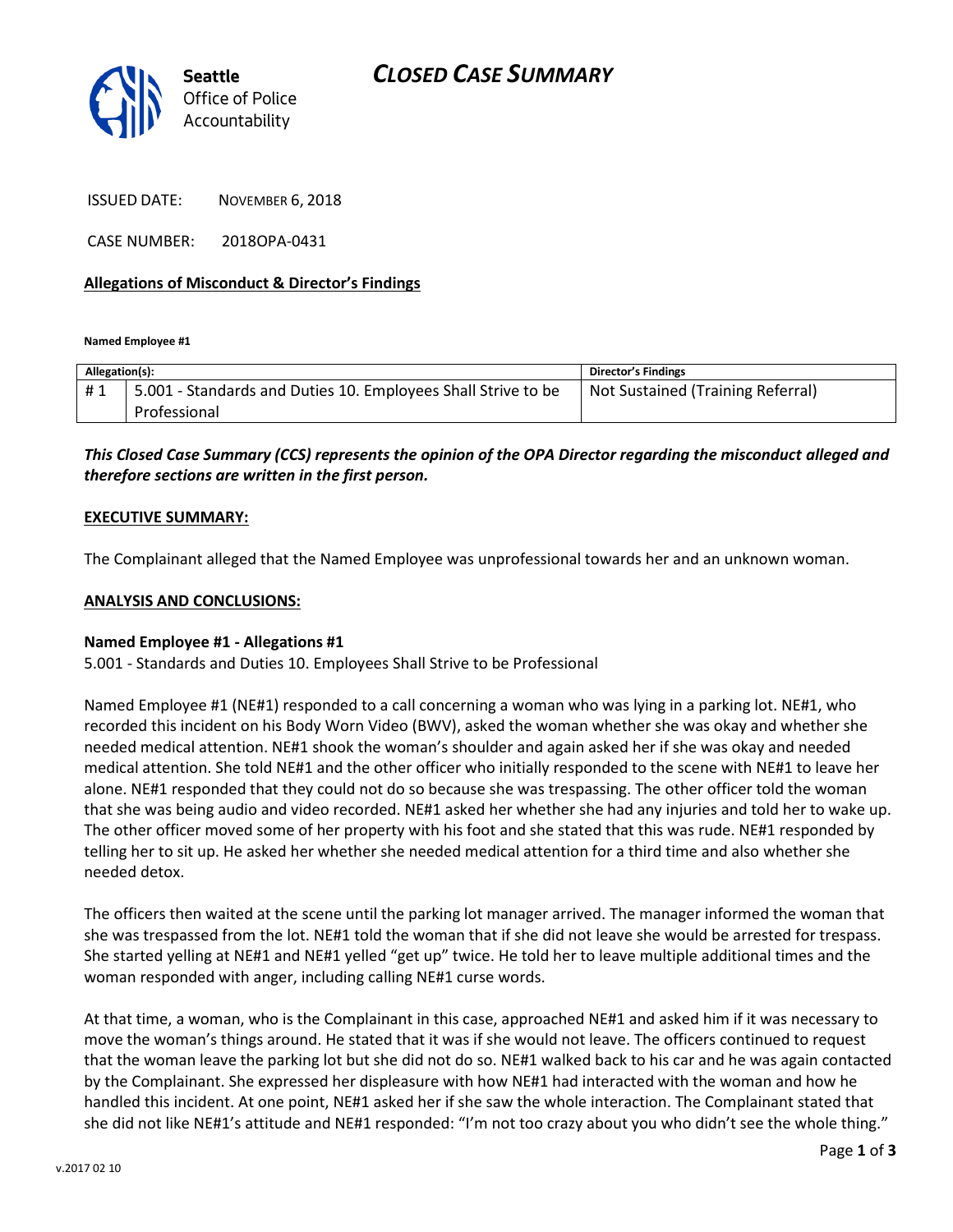# CLOSED CASE SUMMARY

Seattle Office of Police Accountability

ISSUED DATE: NOVEMBER 6, 2018

CASE NUMBER: 2018OPA-0431

**Allegations of Misconduct & Director's Findings**

**Named Employee #1**

| Allegation(s): | | Director's Findings |
|---|---|---|
| # 1 | 5.001 - Standards and Duties 10. Employees Shall Strive to be Professional | Not Sustained (Training Referral) |

***This Closed Case Summary (CCS) represents the opinion of the OPA Director regarding the misconduct alleged and therefore sections are written in the first person.***

**EXECUTIVE SUMMARY:**

The Complainant alleged that the Named Employee was unprofessional towards her and an unknown woman.

**ANALYSIS AND CONCLUSIONS:**

**Named Employee #1 - Allegations #1**
5.001 - Standards and Duties 10. Employees Shall Strive to be Professional

Named Employee #1 (NE#1) responded to a call concerning a woman who was lying in a parking lot. NE#1, who recorded this incident on his Body Worn Video (BWV), asked the woman whether she was okay and whether she needed medical attention. NE#1 shook the woman's shoulder and again asked her if she was okay and needed medical attention. She told NE#1 and the other officer who initially responded to the scene with NE#1 to leave her alone. NE#1 responded that they could not do so because she was trespassing. The other officer told the woman that she was being audio and video recorded. NE#1 asked her whether she had any injuries and told her to wake up. The other officer moved some of her property with his foot and she stated that this was rude. NE#1 responded by telling her to sit up. He asked her whether she needed medical attention for a third time and also whether she needed detox.

The officers then waited at the scene until the parking lot manager arrived. The manager informed the woman that she was trespassed from the lot. NE#1 told the woman that if she did not leave she would be arrested for trespass. She started yelling at NE#1 and NE#1 yelled "get up" twice. He told her to leave multiple additional times and the woman responded with anger, including calling NE#1 curse words.

At that time, a woman, who is the Complainant in this case, approached NE#1 and asked him if it was necessary to move the woman's things around. He stated that it was if she would not leave. The officers continued to request that the woman leave the parking lot but she did not do so. NE#1 walked back to his car and he was again contacted by the Complainant. She expressed her displeasure with how NE#1 had interacted with the woman and how he handled this incident. At one point, NE#1 asked her if she saw the whole interaction. The Complainant stated that she did not like NE#1's attitude and NE#1 responded: "I'm not too crazy about you who didn't see the whole thing."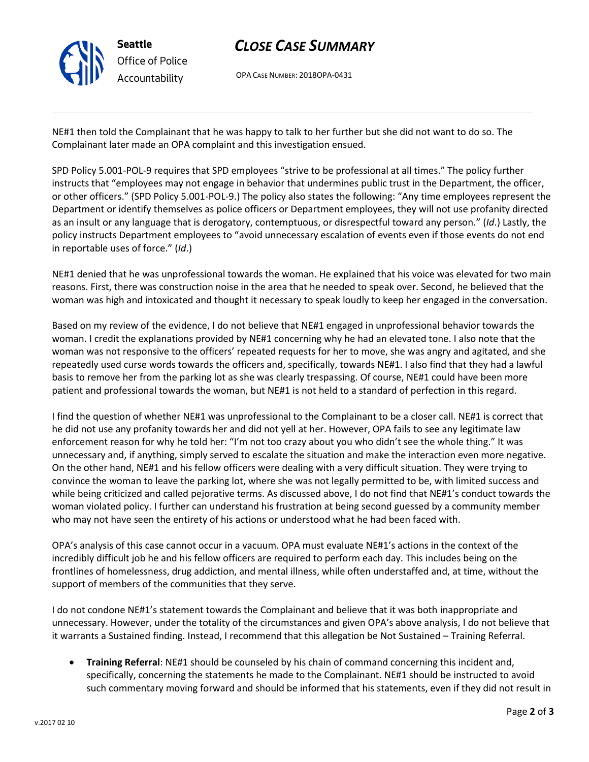NE#1 then told the Complainant that he was happy to talk to her further but she did not want to do so. The Complainant later made an OPA complaint and this investigation ensued.

SPD Policy 5.001-POL-9 requires that SPD employees "strive to be professional at all times." The policy further instructs that "employees may not engage in behavior that undermines public trust in the Department, the officer, or other officers." (SPD Policy 5.001-POL-9.) The policy also states the following: "Any time employees represent the Department or identify themselves as police officers or Department employees, they will not use profanity directed as an insult or any language that is derogatory, contemptuous, or disrespectful toward any person." (*Id*.) Lastly, the policy instructs Department employees to "avoid unnecessary escalation of events even if those events do not end in reportable uses of force." (*Id*.)

NE#1 denied that he was unprofessional towards the woman. He explained that his voice was elevated for two main reasons. First, there was construction noise in the area that he needed to speak over. Second, he believed that the woman was high and intoxicated and thought it necessary to speak loudly to keep her engaged in the conversation.

Based on my review of the evidence, I do not believe that NE#1 engaged in unprofessional behavior towards the woman. I credit the explanations provided by NE#1 concerning why he had an elevated tone. I also note that the woman was not responsive to the officers' repeated requests for her to move, she was angry and agitated, and she repeatedly used curse words towards the officers and, specifically, towards NE#1. I also find that they had a lawful basis to remove her from the parking lot as she was clearly trespassing. Of course, NE#1 could have been more patient and professional towards the woman, but NE#1 is not held to a standard of perfection in this regard.

I find the question of whether NE#1 was unprofessional to the Complainant to be a closer call. NE#1 is correct that he did not use any profanity towards her and did not yell at her. However, OPA fails to see any legitimate law enforcement reason for why he told her: "I'm not too crazy about you who didn't see the whole thing." It was unnecessary and, if anything, simply served to escalate the situation and make the interaction even more negative. On the other hand, NE#1 and his fellow officers were dealing with a very difficult situation. They were trying to convince the woman to leave the parking lot, where she was not legally permitted to be, with limited success and while being criticized and called pejorative terms. As discussed above, I do not find that NE#1's conduct towards the woman violated policy. I further can understand his frustration at being second guessed by a community member who may not have seen the entirety of his actions or understood what he had been faced with.

OPA's analysis of this case cannot occur in a vacuum. OPA must evaluate NE#1's actions in the context of the incredibly difficult job he and his fellow officers are required to perform each day. This includes being on the frontlines of homelessness, drug addiction, and mental illness, while often understaffed and, at time, without the support of members of the communities that they serve.

I do not condone NE#1's statement towards the Complainant and believe that it was both inappropriate and unnecessary. However, under the totality of the circumstances and given OPA's above analysis, I do not believe that it warrants a Sustained finding. Instead, I recommend that this allegation be Not Sustained – Training Referral.

- **Training Referral**: NE#1 should be counseled by his chain of command concerning this incident and, specifically, concerning the statements he made to the Complainant. NE#1 should be instructed to avoid such commentary moving forward and should be informed that his statements, even if they did not result in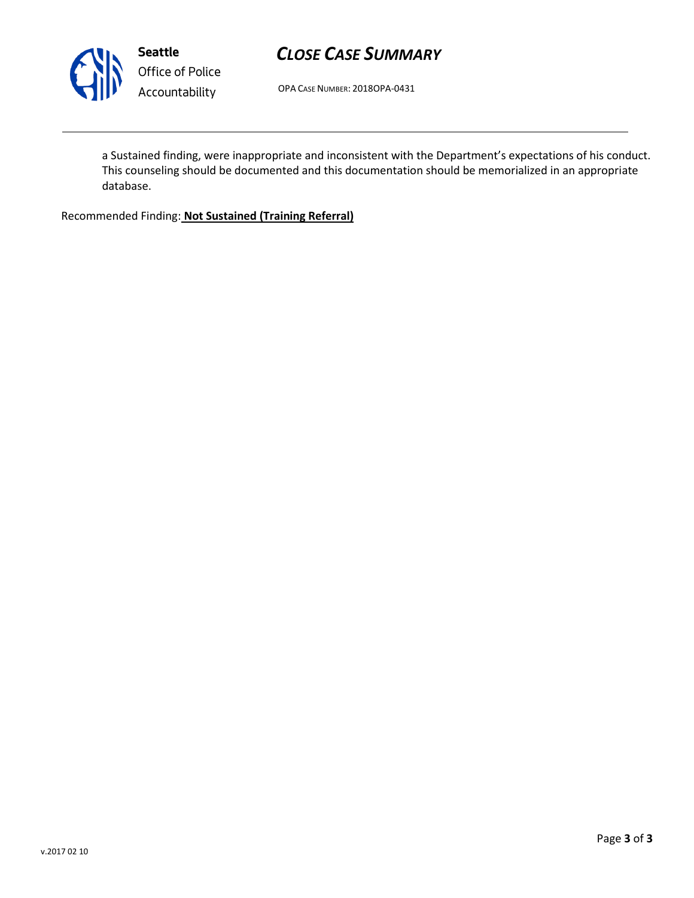a Sustained finding, were inappropriate and inconsistent with the Department's expectations of his conduct. This counseling should be documented and this documentation should be memorialized in an appropriate database.

Recommended Finding: **Not Sustained (Training Referral)**